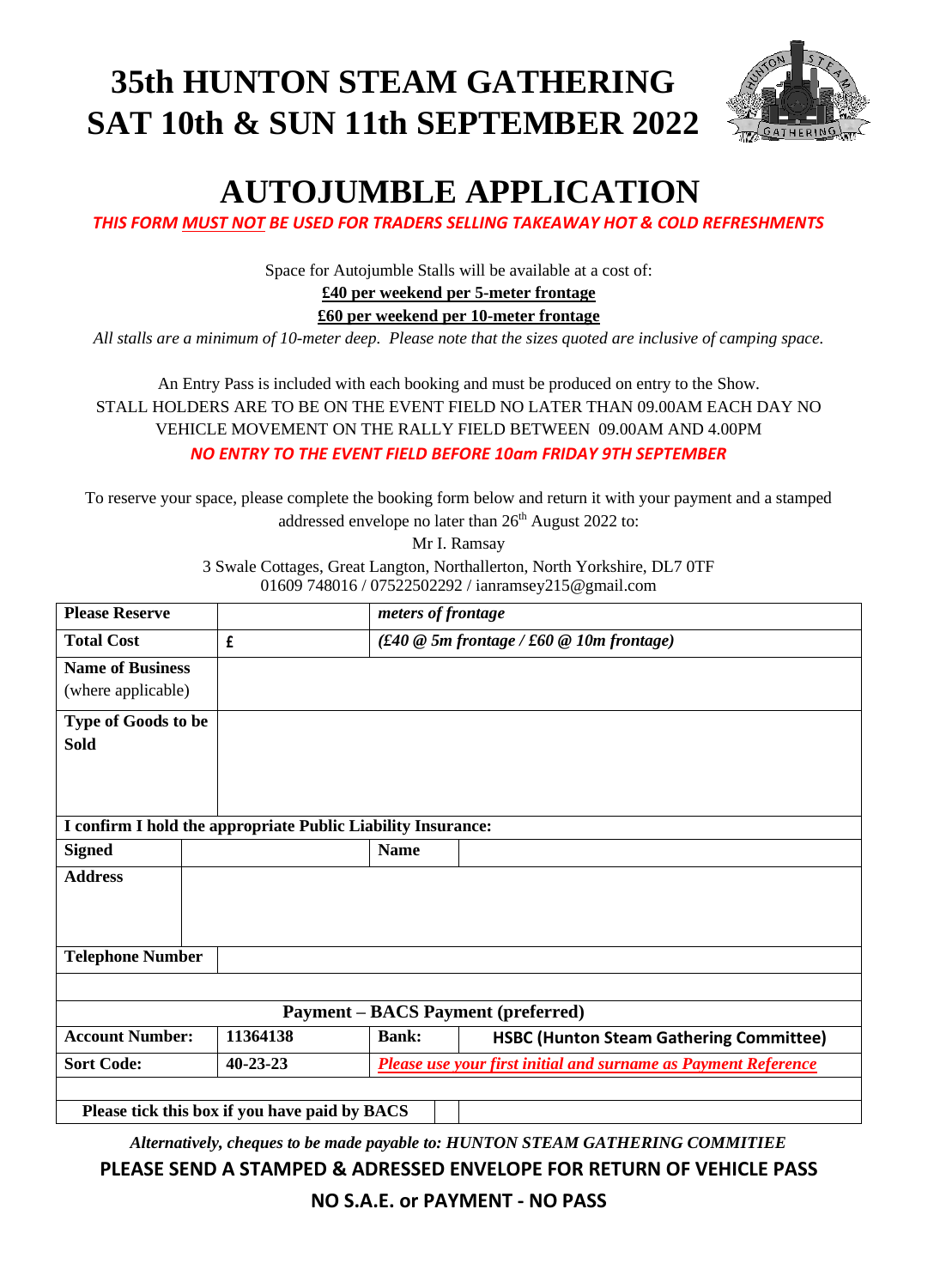# 35th HUNTON STEAM GATHERING
# SAT 10th & SUN 11th SEPTEMBER 2022

# AUTOJUMBLE APPLICATION

***THIS FORM MUST NOT BE USED FOR TRADERS SELLING TAKEAWAY HOT & COLD REFRESHMENTS***

Space for Autojumble Stalls will be available at a cost of:

**£40 per weekend per 5-meter frontage**

**£60 per weekend per 10-meter frontage**

*All stalls are a minimum of 10-meter deep. Please note that the sizes quoted are inclusive of camping space.*

An Entry Pass is included with each booking and must be produced on entry to the Show.
STALL HOLDERS ARE TO BE ON THE EVENT FIELD NO LATER THAN 09.00AM EACH DAY NO VEHICLE MOVEMENT ON THE RALLY FIELD BETWEEN 09.00AM AND 4.00PM

***NO ENTRY TO THE EVENT FIELD BEFORE 10am FRIDAY 9TH SEPTEMBER***

To reserve your space, please complete the booking form below and return it with your payment and a stamped addressed envelope no later than 26th August 2022 to:

Mr I. Ramsay
3 Swale Cottages, Great Langton, Northallerton, North Yorkshire, DL7 0TF
01609 748016 / 07522502292 / ianramsey215@gmail.com

| **Please Reserve** | | *meters of frontage* | |
|---|---|---|---|
| **Total Cost** | £ | *(£40 @ 5m frontage / £60 @ 10m frontage)* | |
| **Name of Business** (where applicable) | | | |
| **Type of Goods to be Sold** | | | |
| **I confirm I hold the appropriate Public Liability Insurance:** | | | |
| **Signed** | | **Name** | |
| **Address** | | | |
| **Telephone Number** | | | |
| | | | |
| **Payment – BACS Payment (preferred)** | | | |
| **Account Number:** | 11364138 | **Bank:** | **HSBC (Hunton Steam Gathering Committee)** |
| **Sort Code:** | 40-23-23 | *Please use your first initial and surname as Payment Reference* | |
| | | | |
| **Please tick this box if you have paid by BACS** | | | |

***Alternatively, cheques to be made payable to: HUNTON STEAM GATHERING COMMITIEE***

**PLEASE SEND A STAMPED & ADRESSED ENVELOPE FOR RETURN OF VEHICLE PASS**

**NO S.A.E. or PAYMENT - NO PASS**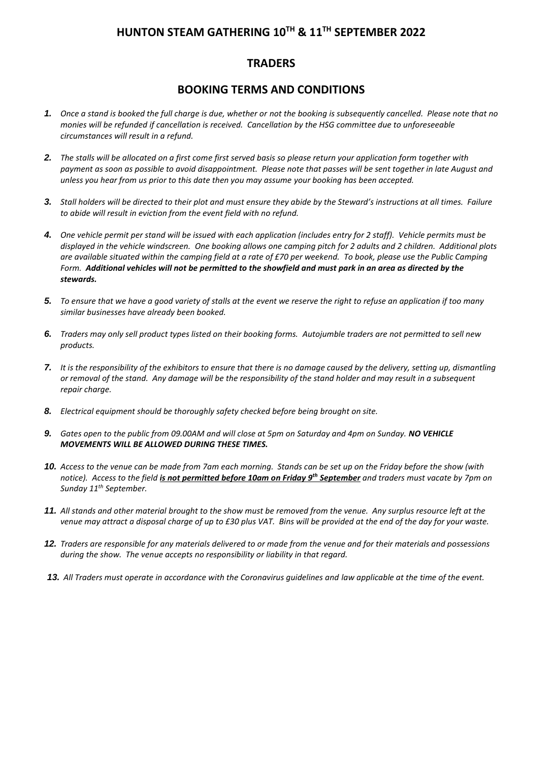# HUNTON STEAM GATHERING 10TH & 11TH SEPTEMBER 2022

## TRADERS

## BOOKING TERMS AND CONDITIONS

1. *Once a stand is booked the full charge is due, whether or not the booking is subsequently cancelled. Please note that no monies will be refunded if cancellation is received. Cancellation by the HSG committee due to unforeseeable circumstances will result in a refund.*

2. *The stalls will be allocated on a first come first served basis so please return your application form together with payment as soon as possible to avoid disappointment. Please note that passes will be sent together in late August and unless you hear from us prior to this date then you may assume your booking has been accepted.*

3. *Stall holders will be directed to their plot and must ensure they abide by the Steward's instructions at all times. Failure to abide will result in eviction from the event field with no refund.*

4. *One vehicle permit per stand will be issued with each application (includes entry for 2 staff). Vehicle permits must be displayed in the vehicle windscreen. One booking allows one camping pitch for 2 adults and 2 children. Additional plots are available situated within the camping field at a rate of £70 per weekend. To book, please use the Public Camping Form.* ***Additional vehicles will not be permitted to the showfield and must park in an area as directed by the stewards.***

5. *To ensure that we have a good variety of stalls at the event we reserve the right to refuse an application if too many similar businesses have already been booked.*

6. *Traders may only sell product types listed on their booking forms. Autojumble traders are not permitted to sell new products.*

7. *It is the responsibility of the exhibitors to ensure that there is no damage caused by the delivery, setting up, dismantling or removal of the stand. Any damage will be the responsibility of the stand holder and may result in a subsequent repair charge.*

8. *Electrical equipment should be thoroughly safety checked before being brought on site.*

9. *Gates open to the public from 09.00AM and will close at 5pm on Saturday and 4pm on Sunday.* ***NO VEHICLE MOVEMENTS WILL BE ALLOWED DURING THESE TIMES.***

10. *Access to the venue can be made from 7am each morning. Stands can be set up on the Friday before the show (with notice). Access to the field* ***<u>is not permitted before 10am on Friday 9th September</u>*** *and traders must vacate by 7pm on Sunday 11th September.*

11. *All stands and other material brought to the show must be removed from the venue. Any surplus resource left at the venue may attract a disposal charge of up to £30 plus VAT. Bins will be provided at the end of the day for your waste.*

12. *Traders are responsible for any materials delivered to or made from the venue and for their materials and possessions during the show. The venue accepts no responsibility or liability in that regard.*

13. *All Traders must operate in accordance with the Coronavirus guidelines and law applicable at the time of the event.*